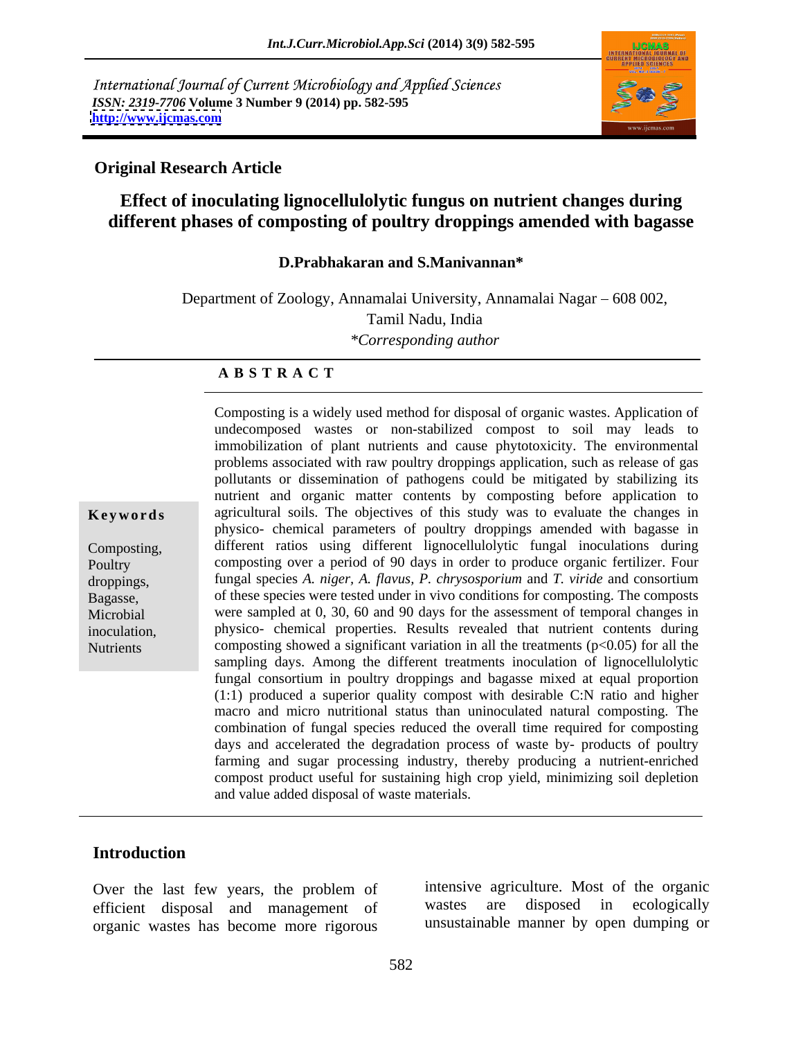International Journal of Current Microbiology and Applied Sciences
*ISSN: 2319-7706* **Volume 3 Number 9 (2014) pp. 582-595**
**http://www.ijcmas.com**

**Original Research Article**

# Effect of inoculating lignocellulolytic fungus on nutrient changes during different phases of composting of poultry droppings amended with bagasse

**D.Prabhakaran and S.Manivannan***

Department of Zoology, Annamalai University, Annamalai Nagar – 608 002, Tamil Nadu, India

*\*Corresponding author*

## A B S T R A C T

**Keywords**

Composting, Poultry droppings, Bagasse, Microbial inoculation, Nutrients

Composting is a widely used method for disposal of organic wastes. Application of undecomposed wastes or non-stabilized compost to soil may leads to immobilization of plant nutrients and cause phytotoxicity. The environmental problems associated with raw poultry droppings application, such as release of gas pollutants or dissemination of pathogens could be mitigated by stabilizing its nutrient and organic matter contents by composting before application to agricultural soils. The objectives of this study was to evaluate the changes in physico- chemical parameters of poultry droppings amended with bagasse in different ratios using different lignocellulolytic fungal inoculations during composting over a period of 90 days in order to produce organic fertilizer. Four fungal species *A. niger*, *A. flavus*, *P. chrysosporium* and *T. viride* and consortium of these species were tested under in vivo conditions for composting. The composts were sampled at 0, 30, 60 and 90 days for the assessment of temporal changes in physico- chemical properties. Results revealed that nutrient contents during composting showed a significant variation in all the treatments ($p<0.05$) for all the sampling days. Among the different treatments inoculation of lignocellulolytic fungal consortium in poultry droppings and bagasse mixed at equal proportion (1:1) produced a superior quality compost with desirable C:N ratio and higher macro and micro nutritional status than uninoculated natural composting. The combination of fungal species reduced the overall time required for composting days and accelerated the degradation process of waste by- products of poultry farming and sugar processing industry, thereby producing a nutrient-enriched compost product useful for sustaining high crop yield, minimizing soil depletion and value added disposal of waste materials.

## Introduction

Over the last few years, the problem of efficient disposal and management of organic wastes has become more rigorous intensive agriculture. Most of the organic wastes are disposed in ecologically unsustainable manner by open dumping or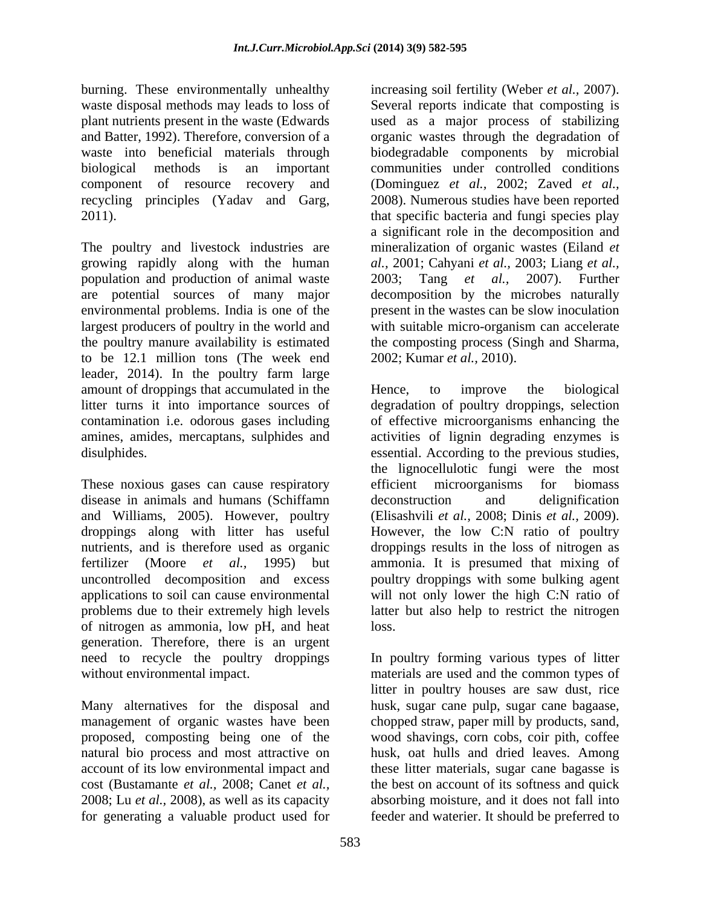burning. These environmentally unhealthy waste disposal methods may leads to loss of plant nutrients present in the waste (Edwards and Batter, 1992). Therefore, conversion of a waste into beneficial materials through biological methods is an important component of resource recovery and recycling principles (Yadav and Garg, 2011).

The poultry and livestock industries are growing rapidly along with the human population and production of animal waste are potential sources of many major environmental problems. India is one of the largest producers of poultry in the world and the poultry manure availability is estimated to be 12.1 million tons (The week end leader, 2014). In the poultry farm large amount of droppings that accumulated in the litter turns it into importance sources of contamination i.e. odorous gases including amines, amides, mercaptans, sulphides and disulphides.

These noxious gases can cause respiratory disease in animals and humans (Schiffamn and Williams, 2005). However, poultry droppings along with litter has useful nutrients, and is therefore used as organic fertilizer (Moore *et al.,* 1995) but uncontrolled decomposition and excess applications to soil can cause environmental problems due to their extremely high levels of nitrogen as ammonia, low pH, and heat generation. Therefore, there is an urgent need to recycle the poultry droppings without environmental impact.

Many alternatives for the disposal and management of organic wastes have been proposed, composting being one of the natural bio process and most attractive on account of its low environmental impact and cost (Bustamante *et al.,* 2008; Canet *et al.,* 2008; Lu *et al.,* 2008), as well as its capacity for generating a valuable product used for increasing soil fertility (Weber *et al.,* 2007). Several reports indicate that composting is used as a major process of stabilizing organic wastes through the degradation of biodegradable components by microbial communities under controlled conditions (Dominguez *et al.,* 2002; Zaved *et al.,* 2008). Numerous studies have been reported that specific bacteria and fungi species play a significant role in the decomposition and mineralization of organic wastes (Eiland *et al.,* 2001; Cahyani *et al.,* 2003; Liang *et al.,* 2003; Tang *et al.,* 2007). Further decomposition by the microbes naturally present in the wastes can be slow inoculation with suitable micro-organism can accelerate the composting process (Singh and Sharma, 2002; Kumar *et al.,* 2010).

Hence, to improve the biological degradation of poultry droppings, selection of effective microorganisms enhancing the activities of lignin degrading enzymes is essential. According to the previous studies, the lignocellulotic fungi were the most efficient microorganisms for biomass deconstruction and delignification (Elisashvili *et al.,* 2008; Dinis *et al.,* 2009). However, the low C:N ratio of poultry droppings results in the loss of nitrogen as ammonia. It is presumed that mixing of poultry droppings with some bulking agent will not only lower the high C:N ratio of latter but also help to restrict the nitrogen loss.

In poultry forming various types of litter materials are used and the common types of litter in poultry houses are saw dust, rice husk, sugar cane pulp, sugar cane bagaase, chopped straw, paper mill by products, sand, wood shavings, corn cobs, coir pith, coffee husk, oat hulls and dried leaves. Among these litter materials, sugar cane bagasse is the best on account of its softness and quick absorbing moisture, and it does not fall into feeder and waterier. It should be preferred to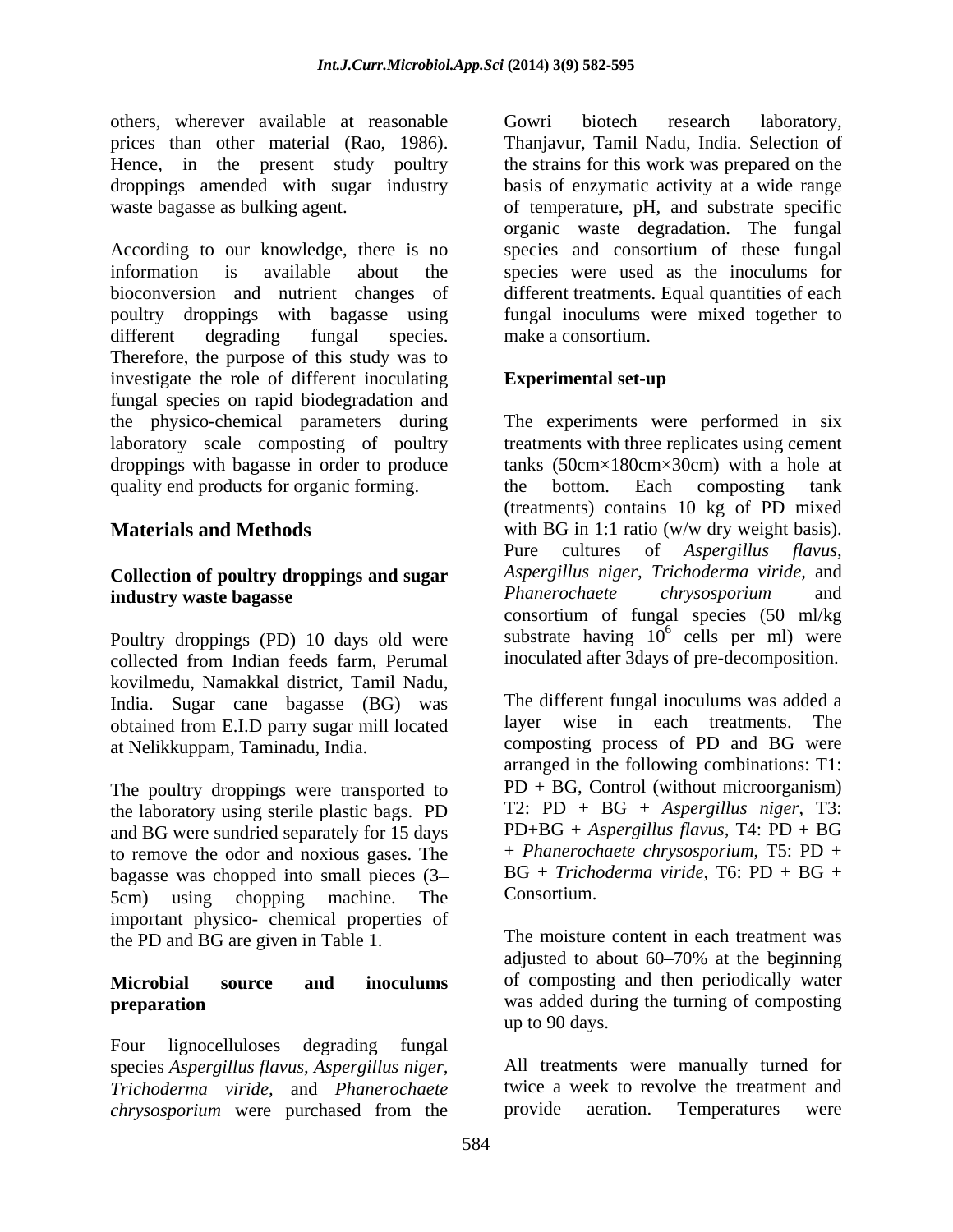others, wherever available at reasonable prices than other material (Rao, 1986). Hence, in the present study poultry droppings amended with sugar industry waste bagasse as bulking agent.

According to our knowledge, there is no information is available about the bioconversion and nutrient changes of poultry droppings with bagasse using different degrading fungal species. Therefore, the purpose of this study was to investigate the role of different inoculating fungal species on rapid biodegradation and the physico-chemical parameters during laboratory scale composting of poultry droppings with bagasse in order to produce quality end products for organic forming.

## Materials and Methods

### Collection of poultry droppings and sugar industry waste bagasse

Poultry droppings (PD) 10 days old were collected from Indian feeds farm, Perumal kovilmedu, Namakkal district, Tamil Nadu, India. Sugar cane bagasse (BG) was obtained from E.I.D parry sugar mill located at Nelikkuppam, Taminadu, India.

The poultry droppings were transported to the laboratory using sterile plastic bags. PD and BG were sundried separately for 15 days to remove the odor and noxious gases. The bagasse was chopped into small pieces (3–5cm) using chopping machine. The important physico- chemical properties of the PD and BG are given in Table 1.

### Microbial source and inoculums preparation

Four lignocelluloses degrading fungal species *Aspergillus flavus*, *Aspergillus niger*, *Trichoderma viride,* and *Phanerochaete chrysosporium* were purchased from the Gowri biotech research laboratory, Thanjavur, Tamil Nadu, India. Selection of the strains for this work was prepared on the basis of enzymatic activity at a wide range of temperature, pH, and substrate specific organic waste degradation. The fungal species and consortium of these fungal species were used as the inoculums for different treatments. Equal quantities of each fungal inoculums were mixed together to make a consortium.

### Experimental set-up

The experiments were performed in six treatments with three replicates using cement tanks (50cm×180cm×30cm) with a hole at the bottom. Each composting tank (treatments) contains 10 kg of PD mixed with BG in 1:1 ratio (w/w dry weight basis). Pure cultures of *Aspergillus flavus, Aspergillus niger, Trichoderma viride,* and *Phanerochaete chrysosporium* and consortium of fungal species (50 ml/kg substrate having $10^6$ cells per ml) were inoculated after 3days of pre-decomposition.

The different fungal inoculums was added a layer wise in each treatments. The composting process of PD and BG were arranged in the following combinations: T1: PD + BG, Control (without microorganism) T2: PD + BG + *Aspergillus niger*, T3: PD+BG + *Aspergillus flavus*, T4: PD + BG + *Phanerochaete chrysosporium*, T5: PD + BG + *Trichoderma viride*, T6: PD + BG + Consortium.

The moisture content in each treatment was adjusted to about 60–70% at the beginning of composting and then periodically water was added during the turning of composting up to 90 days.

All treatments were manually turned for twice a week to revolve the treatment and provide aeration. Temperatures were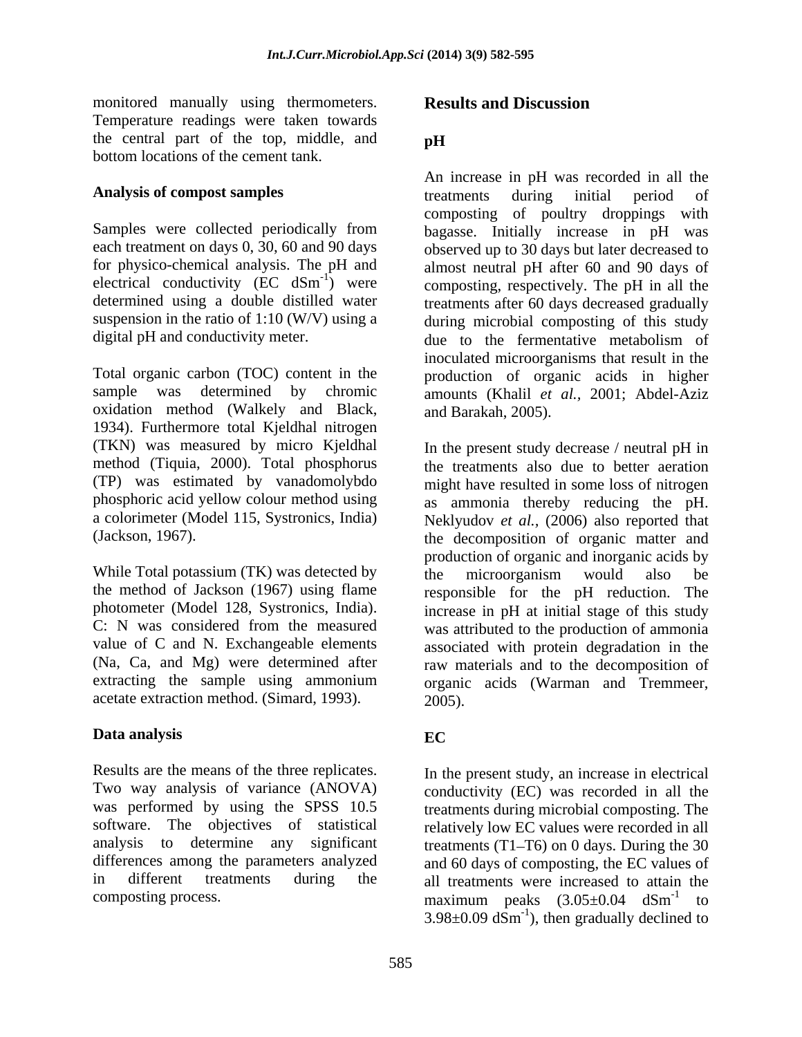monitored manually using thermometers. Temperature readings were taken towards the central part of the top, middle, and bottom locations of the cement tank.

### Analysis of compost samples

Samples were collected periodically from each treatment on days 0, 30, 60 and 90 days for physico-chemical analysis. The pH and electrical conductivity (EC $dSm^{-1}$) were determined using a double distilled water suspension in the ratio of 1:10 (W/V) using a digital pH and conductivity meter.

Total organic carbon (TOC) content in the sample was determined by chromic oxidation method (Walkely and Black, 1934). Furthermore total Kjeldhal nitrogen (TKN) was measured by micro Kjeldhal method (Tiquia, 2000). Total phosphorus (TP) was estimated by vanadomolybdo phosphoric acid yellow colour method using a colorimeter (Model 115, Systronics, India) (Jackson, 1967).

While Total potassium (TK) was detected by the method of Jackson (1967) using flame photometer (Model 128, Systronics, India). C: N was considered from the measured value of C and N. Exchangeable elements (Na, Ca, and Mg) were determined after extracting the sample using ammonium acetate extraction method. (Simard, 1993).

### Data analysis

Results are the means of the three replicates. Two way analysis of variance (ANOVA) was performed by using the SPSS 10.5 software. The objectives of statistical analysis to determine any significant differences among the parameters analyzed in different treatments during the composting process.

## Results and Discussion

### pH

An increase in pH was recorded in all the treatments during initial period of composting of poultry droppings with bagasse. Initially increase in pH was observed up to 30 days but later decreased to almost neutral pH after 60 and 90 days of composting, respectively. The pH in all the treatments after 60 days decreased gradually during microbial composting of this study due to the fermentative metabolism of inoculated microorganisms that result in the production of organic acids in higher amounts (Khalil *et al.*, 2001; Abdel-Aziz and Barakah, 2005).

In the present study decrease / neutral pH in the treatments also due to better aeration might have resulted in some loss of nitrogen as ammonia thereby reducing the pH. Neklyudov *et al.*, (2006) also reported that the decomposition of organic matter and production of organic and inorganic acids by the microorganism would also be responsible for the pH reduction. The increase in pH at initial stage of this study was attributed to the production of ammonia associated with protein degradation in the raw materials and to the decomposition of organic acids (Warman and Tremmeer, 2005).

### EC

In the present study, an increase in electrical conductivity (EC) was recorded in all the treatments during microbial composting. The relatively low EC values were recorded in all treatments (T1–T6) on 0 days. During the 30 and 60 days of composting, the EC values of all treatments were increased to attain the maximum peaks ($3.05 \pm 0.04$ $dSm^{-1}$ to $3.98 \pm 0.09$ $dSm^{-1}$), then gradually declined to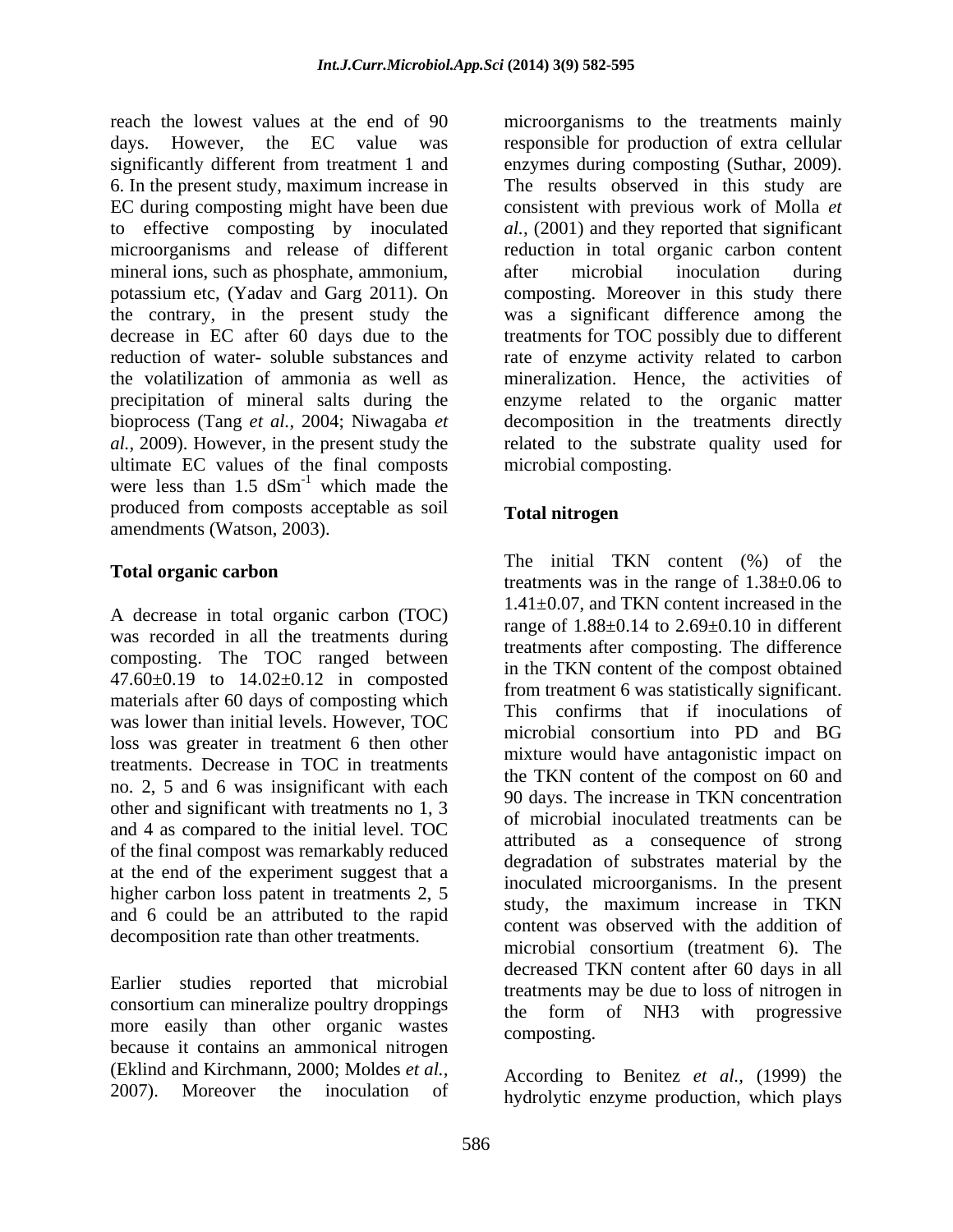reach the lowest values at the end of 90 days. However, the EC value was significantly different from treatment 1 and 6. In the present study, maximum increase in EC during composting might have been due to effective composting by inoculated microorganisms and release of different mineral ions, such as phosphate, ammonium, potassium etc, (Yadav and Garg 2011). On the contrary, in the present study the decrease in EC after 60 days due to the reduction of water- soluble substances and the volatilization of ammonia as well as precipitation of mineral salts during the bioprocess (Tang *et al.*, 2004; Niwagaba *et al.*, 2009). However, in the present study the ultimate EC values of the final composts were less than 1.5 $dSm^{-1}$ which made the produced from composts acceptable as soil amendments (Watson, 2003).

## Total organic carbon

A decrease in total organic carbon (TOC) was recorded in all the treatments during composting. The TOC ranged between 47.60±0.19 to 14.02±0.12 in composted materials after 60 days of composting which was lower than initial levels. However, TOC loss was greater in treatment 6 then other treatments. Decrease in TOC in treatments no. 2, 5 and 6 was insignificant with each other and significant with treatments no 1, 3 and 4 as compared to the initial level. TOC of the final compost was remarkably reduced at the end of the experiment suggest that a higher carbon loss patent in treatments 2, 5 and 6 could be an attributed to the rapid decomposition rate than other treatments.

Earlier studies reported that microbial consortium can mineralize poultry droppings more easily than other organic wastes because it contains an ammonical nitrogen (Eklind and Kirchmann, 2000; Moldes *et al.*, 2007). Moreover the inoculation of microorganisms to the treatments mainly responsible for production of extra cellular enzymes during composting (Suthar, 2009). The results observed in this study are consistent with previous work of Molla *et al.,* (2001) and they reported that significant reduction in total organic carbon content after microbial inoculation during composting. Moreover in this study there was a significant difference among the treatments for TOC possibly due to different rate of enzyme activity related to carbon mineralization. Hence, the activities of enzyme related to the organic matter decomposition in the treatments directly related to the substrate quality used for microbial composting.

## Total nitrogen

The initial TKN content (%) of the treatments was in the range of 1.38±0.06 to 1.41±0.07, and TKN content increased in the range of 1.88±0.14 to 2.69±0.10 in different treatments after composting. The difference in the TKN content of the compost obtained from treatment 6 was statistically significant. This confirms that if inoculations of microbial consortium into PD and BG mixture would have antagonistic impact on the TKN content of the compost on 60 and 90 days. The increase in TKN concentration of microbial inoculated treatments can be attributed as a consequence of strong degradation of substrates material by the inoculated microorganisms. In the present study, the maximum increase in TKN content was observed with the addition of microbial consortium (treatment 6). The decreased TKN content after 60 days in all treatments may be due to loss of nitrogen in the form of $NH_3$ with progressive composting.

According to Benitez *et al.,* (1999) the hydrolytic enzyme production, which plays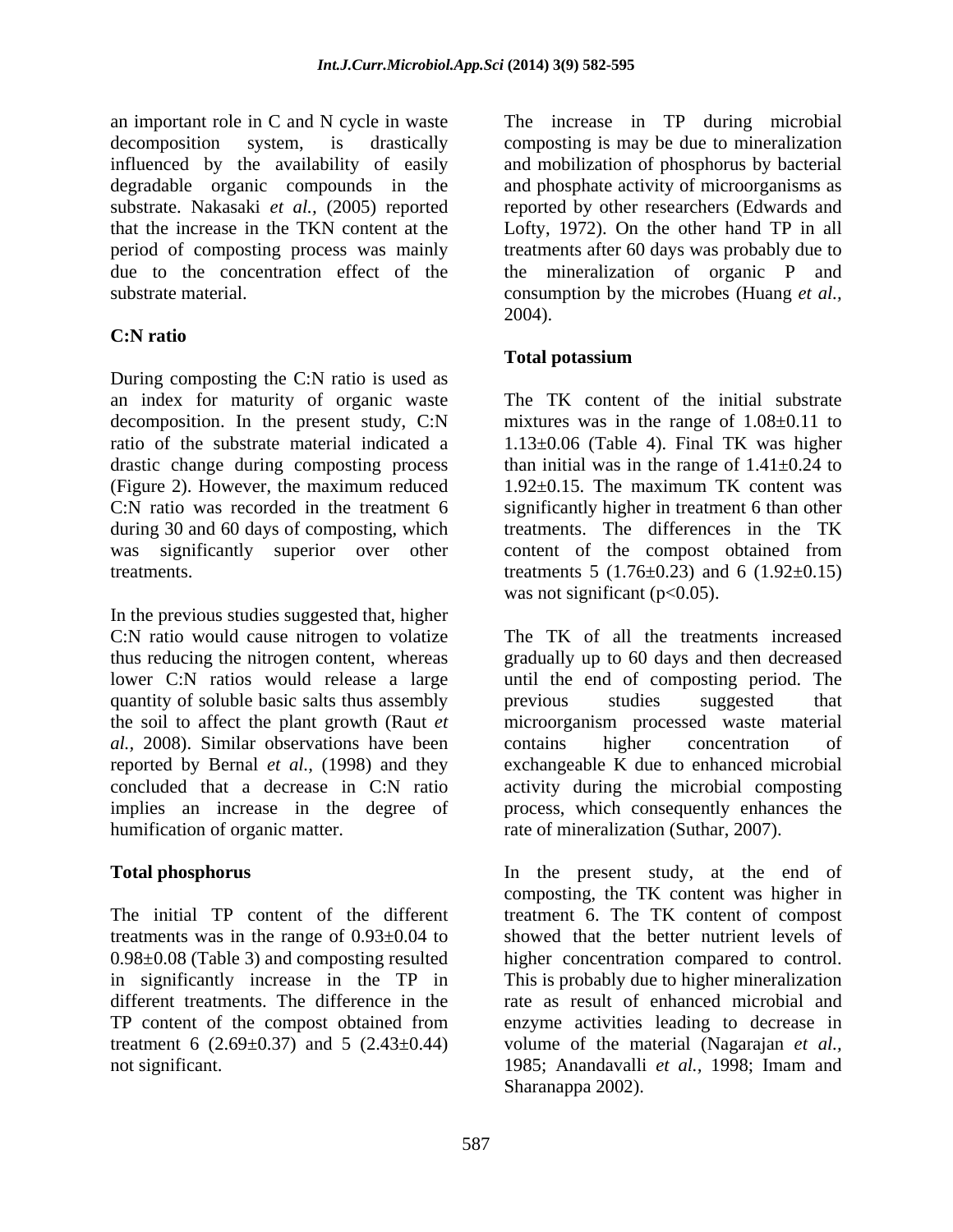an important role in C and N cycle in waste decomposition system, is drastically influenced by the availability of easily degradable organic compounds in the substrate. Nakasaki *et al.,* (2005) reported that the increase in the TKN content at the period of composting process was mainly due to the concentration effect of the substrate material.

### C:N ratio

During composting the C:N ratio is used as an index for maturity of organic waste decomposition. In the present study, C:N ratio of the substrate material indicated a drastic change during composting process (Figure 2). However, the maximum reduced C:N ratio was recorded in the treatment 6 during 30 and 60 days of composting, which was significantly superior over other treatments.

In the previous studies suggested that, higher C:N ratio would cause nitrogen to volatize thus reducing the nitrogen content, whereas lower C:N ratios would release a large quantity of soluble basic salts thus assembly the soil to affect the plant growth (Raut *et al.,* 2008). Similar observations have been reported by Bernal *et al.,* (1998) and they concluded that a decrease in C:N ratio implies an increase in the degree of humification of organic matter.

### Total phosphorus

The initial TP content of the different treatments was in the range of 0.93±0.04 to 0.98±0.08 (Table 3) and composting resulted in significantly increase in the TP in different treatments. The difference in the TP content of the compost obtained from treatment 6 (2.69±0.37) and 5 (2.43±0.44) not significant.

The increase in TP during microbial composting is may be due to mineralization and mobilization of phosphorus by bacterial and phosphate activity of microorganisms as reported by other researchers (Edwards and Lofty, 1972). On the other hand TP in all treatments after 60 days was probably due to the mineralization of organic P and consumption by the microbes (Huang *et al.,* 2004).

### Total potassium

The TK content of the initial substrate mixtures was in the range of 1.08±0.11 to 1.13±0.06 (Table 4). Final TK was higher than initial was in the range of 1.41±0.24 to 1.92±0.15. The maximum TK content was significantly higher in treatment 6 than other treatments. The differences in the TK content of the compost obtained from treatments 5 (1.76±0.23) and 6 (1.92±0.15) was not significant ($p<0.05$).

The TK of all the treatments increased gradually up to 60 days and then decreased until the end of composting period. The previous studies suggested that microorganism processed waste material contains higher concentration of exchangeable K due to enhanced microbial activity during the microbial composting process, which consequently enhances the rate of mineralization (Suthar, 2007).

In the present study, at the end of composting, the TK content was higher in treatment 6. The TK content of compost showed that the better nutrient levels of higher concentration compared to control. This is probably due to higher mineralization rate as result of enhanced microbial and enzyme activities leading to decrease in volume of the material (Nagarajan *et al.,* 1985; Anandavalli *et al.,* 1998; Imam and Sharanappa 2002).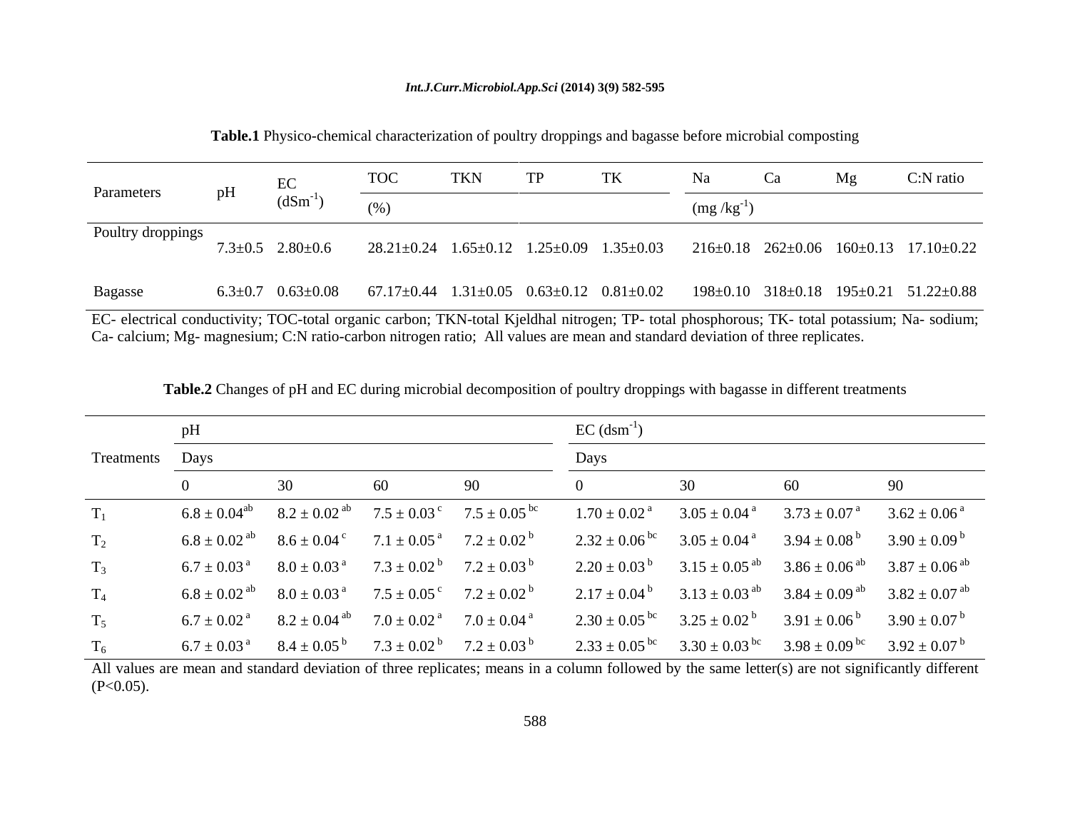**Table.1** Physico-chemical characterization of poultry droppings and bagasse before microbial composting

| Parameters | pH | EC ($dSm^{-1}$) | TOC | TKN | TP | TK | Na | Ca | Mg | C:N ratio |
|---|---|---|---|---|---|---|---|---|---|---|
| | | | (%) | | | | (mg /$kg^{-1}$) | | | |
| Poultry droppings | 7.3±0.5 | 2.80±0.6 | 28.21±0.24 | 1.65±0.12 | 1.25±0.09 | 1.35±0.03 | 216±0.18 | 262±0.06 | 160±0.13 | 17.10±0.22 |
| Bagasse | 6.3±0.7 | 0.63±0.08 | 67.17±0.44 | 1.31±0.05 | 0.63±0.12 | 0.81±0.02 | 198±0.10 | 318±0.18 | 195±0.21 | 51.22±0.88 |

EC- electrical conductivity; TOC-total organic carbon; TKN-total Kjeldhal nitrogen; TP- total phosphorous; TK- total potassium; Na- sodium; Ca- calcium; Mg- magnesium; C:N ratio-carbon nitrogen ratio; All values are mean and standard deviation of three replicates.

**Table.2** Changes of pH and EC during microbial decomposition of poultry droppings with bagasse in different treatments

| Treatments | pH | | | | EC ($dsm^{-1}$) | | | |
|---|---|---|---|---|---|---|---|---|
| | Days | | | | Days | | | |
| | 0 | 30 | 60 | 90 | 0 | 30 | 60 | 90 |
| $T_1$ | 6.8 ± 0.04$^{ab}$ | 8.2 ± 0.02$^{ab}$ | 7.5 ± 0.03$^{c}$ | 7.5 ± 0.05$^{bc}$ | 1.70 ± 0.02$^{a}$ | 3.05 ± 0.04$^{a}$ | 3.73 ± 0.07$^{a}$ | 3.62 ± 0.06$^{a}$ |
| $T_2$ | 6.8 ± 0.02$^{ab}$ | 8.6 ± 0.04$^{c}$ | 7.1 ± 0.05$^{a}$ | 7.2 ± 0.02$^{b}$ | 2.32 ± 0.06$^{bc}$ | 3.05 ± 0.04$^{a}$ | 3.94 ± 0.08$^{b}$ | 3.90 ± 0.09$^{b}$ |
| $T_3$ | 6.7 ± 0.03$^{a}$ | 8.0 ± 0.03$^{a}$ | 7.3 ± 0.02$^{b}$ | 7.2 ± 0.03$^{b}$ | 2.20 ± 0.03$^{b}$ | 3.15 ± 0.05$^{ab}$ | 3.86 ± 0.06$^{ab}$ | 3.87 ± 0.06$^{ab}$ |
| $T_4$ | 6.8 ± 0.02$^{ab}$ | 8.0 ± 0.03$^{a}$ | 7.5 ± 0.05$^{c}$ | 7.2 ± 0.02$^{b}$ | 2.17 ± 0.04$^{b}$ | 3.13 ± 0.03$^{ab}$ | 3.84 ± 0.09$^{ab}$ | 3.82 ± 0.07$^{ab}$ |
| $T_5$ | 6.7 ± 0.02$^{a}$ | 8.2 ± 0.04$^{ab}$ | 7.0 ± 0.02$^{a}$ | 7.0 ± 0.04$^{a}$ | 2.30 ± 0.05$^{bc}$ | 3.25 ± 0.02$^{b}$ | 3.91 ± 0.06$^{b}$ | 3.90 ± 0.07$^{b}$ |
| $T_6$ | 6.7 ± 0.03$^{a}$ | 8.4 ± 0.05$^{b}$ | 7.3 ± 0.02$^{b}$ | 7.2 ± 0.03$^{b}$ | 2.33 ± 0.05$^{bc}$ | 3.30 ± 0.03$^{bc}$ | 3.98 ± 0.09$^{bc}$ | 3.92 ± 0.07$^{b}$ |

All values are mean and standard deviation of three replicates; means in a column followed by the same letter(s) are not significantly different ($P<0.05$).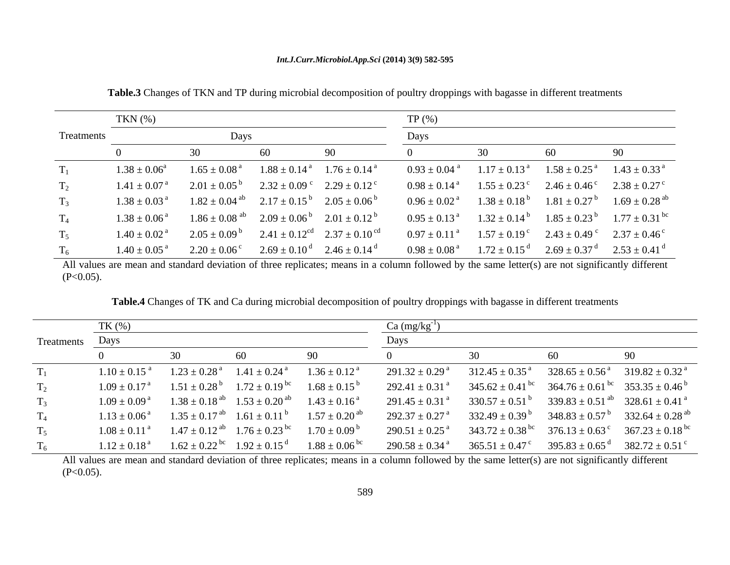**Table.3** Changes of TKN and TP during microbial decomposition of poultry droppings with bagasse in different treatments

| Treatments | TKN (%) | | | | TP (%) | | | |
|---|---|---|---|---|---|---|---|---|
| | Days | | | | Days | | | |
| | 0 | 30 | 60 | 90 | 0 | 30 | 60 | 90 |
| $T_1$ | 1.38 ± 0.06$^{a}$ | 1.65 ± 0.08$^{a}$ | 1.88 ± 0.14$^{a}$ | 1.76 ± 0.14$^{a}$ | 0.93 ± 0.04$^{a}$ | 1.17 ± 0.13$^{a}$ | 1.58 ± 0.25$^{a}$ | 1.43 ± 0.33$^{a}$ |
| $T_2$ | 1.41 ± 0.07$^{a}$ | 2.01 ± 0.05$^{b}$ | 2.32 ± 0.09$^{c}$ | 2.29 ± 0.12$^{c}$ | 0.98 ± 0.14$^{a}$ | 1.55 ± 0.23$^{c}$ | 2.46 ± 0.46$^{c}$ | 2.38 ± 0.27$^{c}$ |
| $T_3$ | 1.38 ± 0.03$^{a}$ | 1.82 ± 0.04$^{ab}$ | 2.17 ± 0.15$^{b}$ | 2.05 ± 0.06$^{b}$ | 0.96 ± 0.02$^{a}$ | 1.38 ± 0.18$^{b}$ | 1.81 ± 0.27$^{b}$ | 1.69 ± 0.28$^{ab}$ |
| $T_4$ | 1.38 ± 0.06$^{a}$ | 1.86 ± 0.08$^{ab}$ | 2.09 ± 0.06$^{b}$ | 2.01 ± 0.12$^{b}$ | 0.95 ± 0.13$^{a}$ | 1.32 ± 0.14$^{b}$ | 1.85 ± 0.23$^{b}$ | 1.77 ± 0.31$^{bc}$ |
| $T_5$ | 1.40 ± 0.02$^{a}$ | 2.05 ± 0.09$^{b}$ | 2.41 ± 0.12$^{cd}$ | 2.37 ± 0.10$^{cd}$ | 0.97 ± 0.11$^{a}$ | 1.57 ± 0.19$^{c}$ | 2.43 ± 0.49$^{c}$ | 2.37 ± 0.46$^{c}$ |
| $T_6$ | 1.40 ± 0.05$^{a}$ | 2.20 ± 0.06$^{c}$ | 2.69 ± 0.10$^{d}$ | 2.46 ± 0.14$^{d}$ | 0.98 ± 0.08$^{a}$ | 1.72 ± 0.15$^{d}$ | 2.69 ± 0.37$^{d}$ | 2.53 ± 0.41$^{d}$ |

All values are mean and standard deviation of three replicates; means in a column followed by the same letter(s) are not significantly different ($P<0.05$).

**Table.4** Changes of TK and Ca during microbial decomposition of poultry droppings with bagasse in different treatments

| Treatments | TK (%) | | | | Ca (mg/kg$^{-1}$) | | | |
|---|---|---|---|---|---|---|---|---|
| | Days | | | | Days | | | |
| | 0 | 30 | 60 | 90 | 0 | 30 | 60 | 90 |
| $T_1$ | 1.10 ± 0.15$^{a}$ | 1.23 ± 0.28$^{a}$ | 1.41 ± 0.24$^{a}$ | 1.36 ± 0.12$^{a}$ | 291.32 ± 0.29$^{a}$ | 312.45 ± 0.35$^{a}$ | 328.65 ± 0.56$^{a}$ | 319.82 ± 0.32$^{a}$ |
| $T_2$ | 1.09 ± 0.17$^{a}$ | 1.51 ± 0.28$^{b}$ | 1.72 ± 0.19$^{bc}$ | 1.68 ± 0.15$^{b}$ | 292.41 ± 0.31$^{a}$ | 345.62 ± 0.41$^{bc}$ | 364.76 ± 0.61$^{bc}$ | 353.35 ± 0.46$^{b}$ |
| $T_3$ | 1.09 ± 0.09$^{a}$ | 1.38 ± 0.18$^{ab}$ | 1.53 ± 0.20$^{ab}$ | 1.43 ± 0.16$^{a}$ | 291.45 ± 0.31$^{a}$ | 330.57 ± 0.51$^{b}$ | 339.83 ± 0.51$^{ab}$ | 328.61 ± 0.41$^{a}$ |
| $T_4$ | 1.13 ± 0.06$^{a}$ | 1.35 ± 0.17$^{ab}$ | 1.61 ± 0.11$^{b}$ | 1.57 ± 0.20$^{ab}$ | 292.37 ± 0.27$^{a}$ | 332.49 ± 0.39$^{b}$ | 348.83 ± 0.57$^{b}$ | 332.64 ± 0.28$^{ab}$ |
| $T_5$ | 1.08 ± 0.11$^{a}$ | 1.47 ± 0.12$^{ab}$ | 1.76 ± 0.23$^{bc}$ | 1.70 ± 0.09$^{b}$ | 290.51 ± 0.25$^{a}$ | 343.72 ± 0.38$^{bc}$ | 376.13 ± 0.63$^{c}$ | 367.23 ± 0.18$^{bc}$ |
| $T_6$ | 1.12 ± 0.18$^{a}$ | 1.62 ± 0.22$^{bc}$ | 1.92 ± 0.15$^{d}$ | 1.88 ± 0.06$^{bc}$ | 290.58 ± 0.34$^{a}$ | 365.51 ± 0.47$^{c}$ | 395.83 ± 0.65$^{d}$ | 382.72 ± 0.51$^{c}$ |

All values are mean and standard deviation of three replicates; means in a column followed by the same letter(s) are not significantly different ($P<0.05$).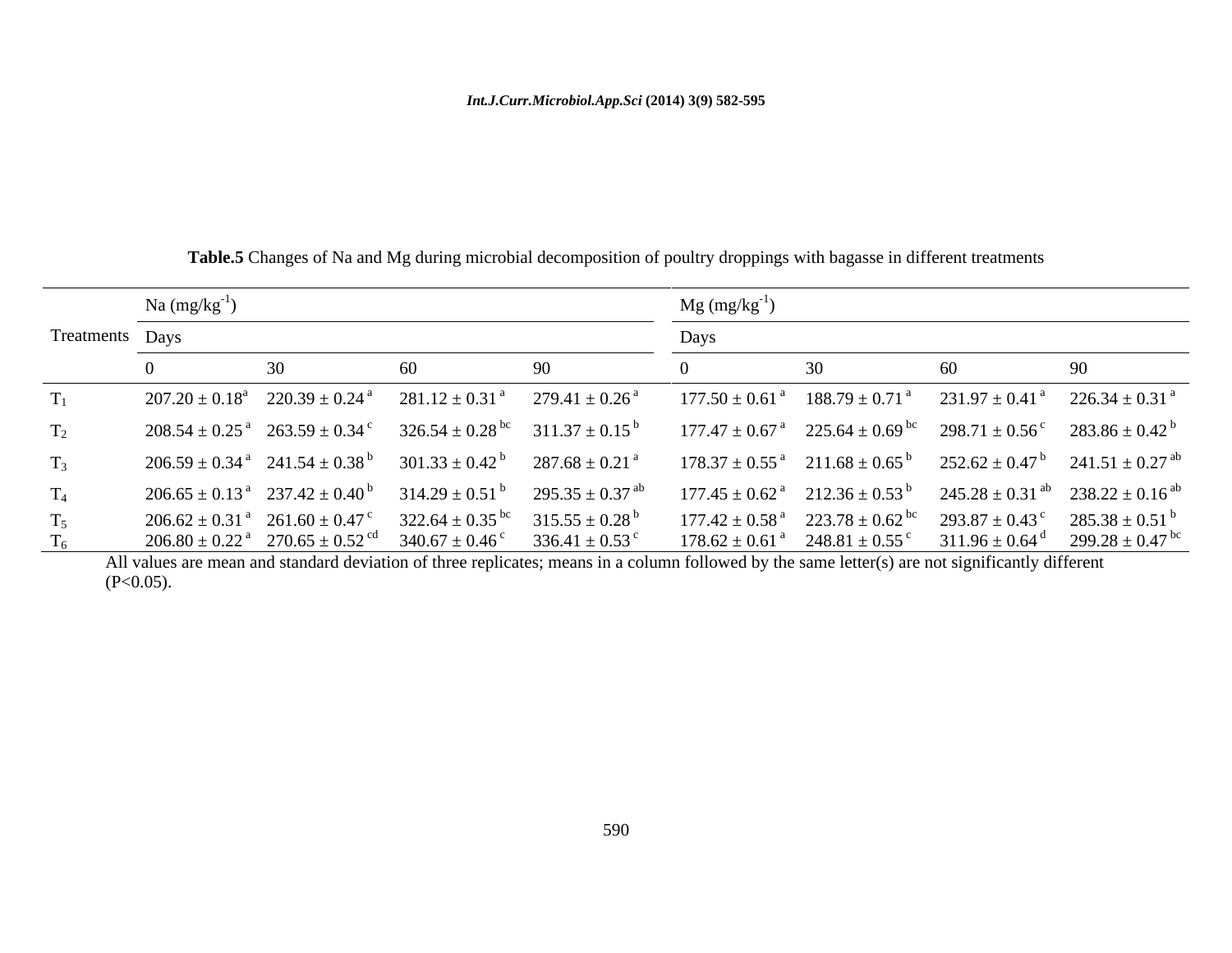**Table.5** Changes of Na and Mg during microbial decomposition of poultry droppings with bagasse in different treatments

| Treatments | Na ($mg/kg^{-1}$) | | | | Mg ($mg/kg^{-1}$) | | | |
|---|---|---|---|---|---|---|---|---|
| | Days | | | | Days | | | |
| | 0 | 30 | 60 | 90 | 0 | 30 | 60 | 90 |
| $T_1$ | 207.20 ± 0.18$^{a}$ | 220.39 ± 0.24$^{a}$ | 281.12 ± 0.31$^{a}$ | 279.41 ± 0.26$^{a}$ | 177.50 ± 0.61$^{a}$ | 188.79 ± 0.71$^{a}$ | 231.97 ± 0.41$^{a}$ | 226.34 ± 0.31$^{a}$ |
| $T_2$ | 208.54 ± 0.25$^{a}$ | 263.59 ± 0.34$^{c}$ | 326.54 ± 0.28$^{bc}$ | 311.37 ± 0.15$^{b}$ | 177.47 ± 0.67$^{a}$ | 225.64 ± 0.69$^{bc}$ | 298.71 ± 0.56$^{c}$ | 283.86 ± 0.42$^{b}$ |
| $T_3$ | 206.59 ± 0.34$^{a}$ | 241.54 ± 0.38$^{b}$ | 301.33 ± 0.42$^{b}$ | 287.68 ± 0.21$^{a}$ | 178.37 ± 0.55$^{a}$ | 211.68 ± 0.65$^{b}$ | 252.62 ± 0.47$^{b}$ | 241.51 ± 0.27$^{ab}$ |
| $T_4$ | 206.65 ± 0.13$^{a}$ | 237.42 ± 0.40$^{b}$ | 314.29 ± 0.51$^{b}$ | 295.35 ± 0.37$^{ab}$ | 177.45 ± 0.62$^{a}$ | 212.36 ± 0.53$^{b}$ | 245.28 ± 0.31$^{ab}$ | 238.22 ± 0.16$^{ab}$ |
| $T_5$ | 206.62 ± 0.31$^{a}$ | 261.60 ± 0.47$^{c}$ | 322.64 ± 0.35$^{bc}$ | 315.55 ± 0.28$^{b}$ | 177.42 ± 0.58$^{a}$ | 223.78 ± 0.62$^{bc}$ | 293.87 ± 0.43$^{c}$ | 285.38 ± 0.51$^{b}$ |
| $T_6$ | 206.80 ± 0.22$^{a}$ | 270.65 ± 0.52$^{cd}$ | 340.67 ± 0.46$^{c}$ | 336.41 ± 0.53$^{c}$ | 178.62 ± 0.61$^{a}$ | 248.81 ± 0.55$^{c}$ | 311.96 ± 0.64$^{d}$ | 299.28 ± 0.47$^{bc}$ |

All values are mean and standard deviation of three replicates; means in a column followed by the same letter(s) are not significantly different ($P<0.05$).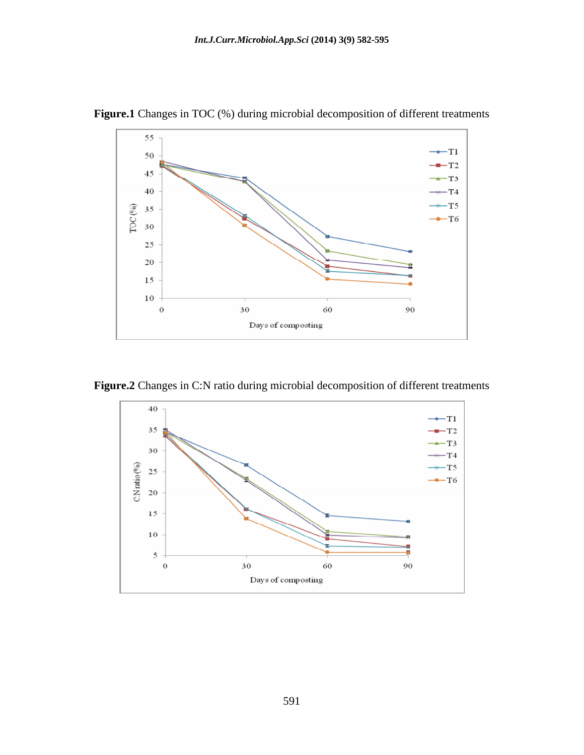**Figure.1** Changes in TOC (%) during microbial decomposition of different treatments

**Figure.2** Changes in C:N ratio during microbial decomposition of different treatments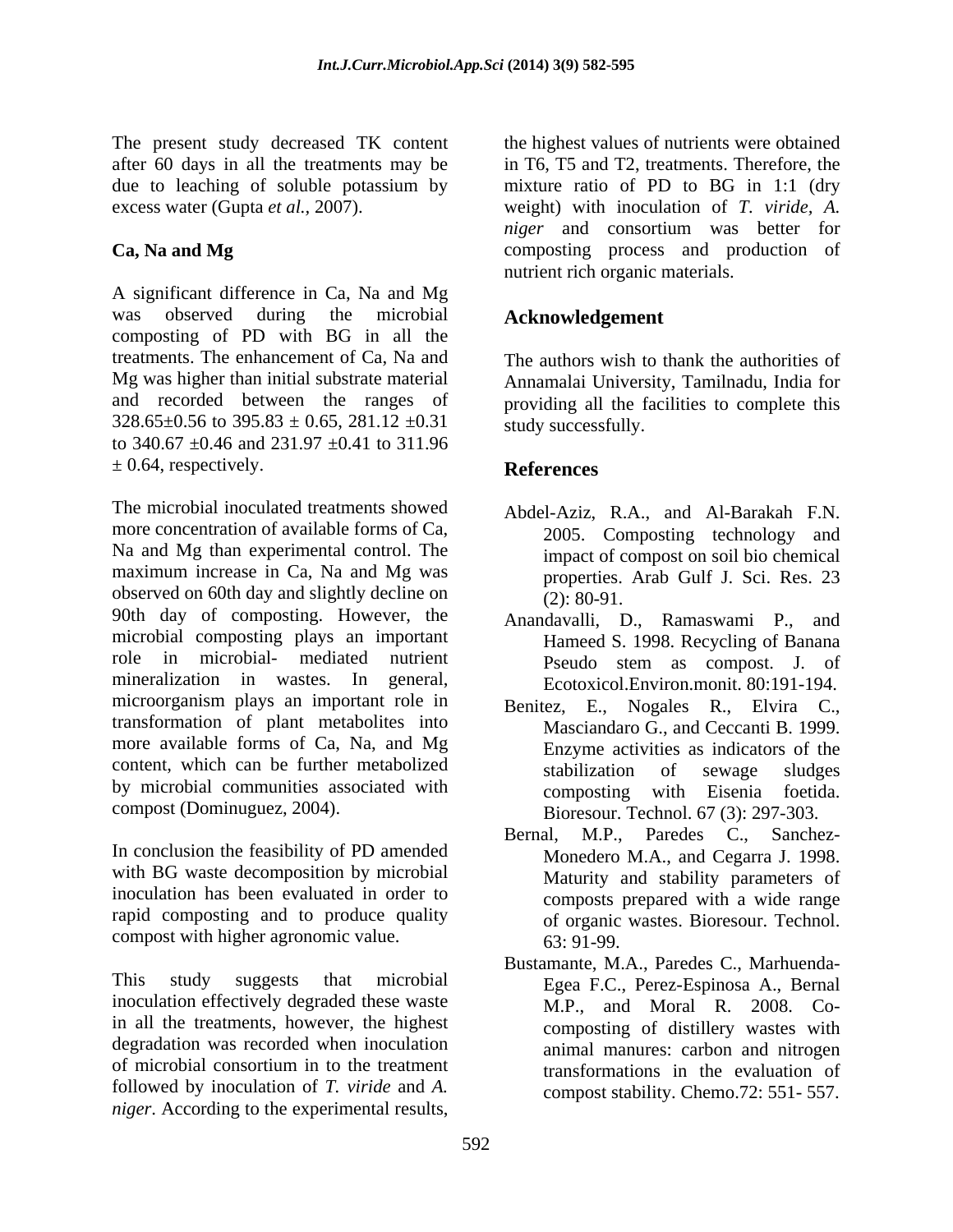The present study decreased TK content after 60 days in all the treatments may be due to leaching of soluble potassium by excess water (Gupta *et al.*, 2007).

**Ca, Na and Mg**

A significant difference in Ca, Na and Mg was observed during the microbial composting of PD with BG in all the treatments. The enhancement of Ca, Na and Mg was higher than initial substrate material and recorded between the ranges of 328.65±0.56 to 395.83 ± 0.65, 281.12 ±0.31 to 340.67 ±0.46 and 231.97 ±0.41 to 311.96 ± 0.64, respectively.

The microbial inoculated treatments showed more concentration of available forms of Ca, Na and Mg than experimental control. The maximum increase in Ca, Na and Mg was observed on 60th day and slightly decline on 90th day of composting. However, the microbial composting plays an important role in microbial- mediated nutrient mineralization in wastes. In general, microorganism plays an important role in transformation of plant metabolites into more available forms of Ca, Na, and Mg content, which can be further metabolized by microbial communities associated with compost (Dominuguez, 2004).

In conclusion the feasibility of PD amended with BG waste decomposition by microbial inoculation has been evaluated in order to rapid composting and to produce quality compost with higher agronomic value.

This study suggests that microbial inoculation effectively degraded these waste in all the treatments, however, the highest degradation was recorded when inoculation of microbial consortium in to the treatment followed by inoculation of *T. viride* and *A. niger*. According to the experimental results, the highest values of nutrients were obtained in T6, T5 and T2, treatments. Therefore, the mixture ratio of PD to BG in 1:1 (dry weight) with inoculation of *T. viride*, *A. niger* and consortium was better for composting process and production of nutrient rich organic materials.

## Acknowledgement

The authors wish to thank the authorities of Annamalai University, Tamilnadu, India for providing all the facilities to complete this study successfully.

## References

Abdel-Aziz, R.A., and Al-Barakah F.N. 2005. Composting technology and impact of compost on soil bio chemical properties. Arab Gulf J. Sci. Res. 23 (2): 80-91.

Anandavalli, D., Ramaswami P., and Hameed S. 1998. Recycling of Banana Pseudo stem as compost. J. of Ecotoxicol.Environ.monit. 80:191-194.

Benitez, E., Nogales R., Elvira C., Masciandaro G., and Ceccanti B. 1999. Enzyme activities as indicators of the stabilization of sewage sludges composting with Eisenia foetida. Bioresour. Technol. 67 (3): 297-303.

Bernal, M.P., Paredes C., Sanchez-Monedero M.A., and Cegarra J. 1998. Maturity and stability parameters of composts prepared with a wide range of organic wastes. Bioresour. Technol. 63: 91-99.

Bustamante, M.A., Paredes C., Marhuenda-Egea F.C., Perez-Espinosa A., Bernal M.P., and Moral R. 2008. Co-composting of distillery wastes with animal manures: carbon and nitrogen transformations in the evaluation of compost stability. Chemo.72: 551- 557.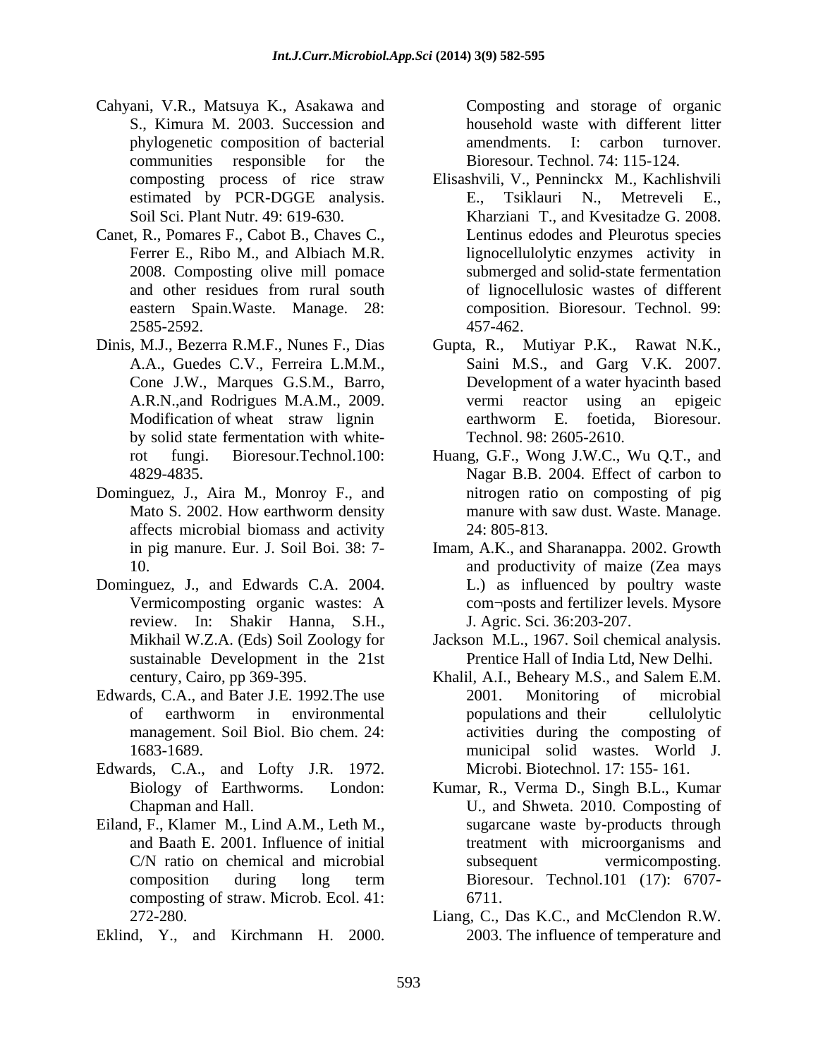Cahyani, V.R., Matsuya K., Asakawa and S., Kimura M. 2003. Succession and phylogenetic composition of bacterial communities responsible for the composting process of rice straw estimated by PCR-DGGE analysis. Soil Sci. Plant Nutr. 49: 619-630.

Canet, R., Pomares F., Cabot B., Chaves C., Ferrer E., Ribo M., and Albiach M.R. 2008. Composting olive mill pomace and other residues from rural south eastern Spain.Waste. Manage. 28: 2585-2592.

Dinis, M.J., Bezerra R.M.F., Nunes F., Dias A.A., Guedes C.V., Ferreira L.M.M., Cone J.W., Marques G.S.M., Barro, A.R.N.,and Rodrigues M.A.M., 2009. Modification of wheat straw lignin by solid state fermentation with white-rot fungi. Bioresour.Technol.100: 4829-4835.

Dominguez, J., Aira M., Monroy F., and Mato S. 2002. How earthworm density affects microbial biomass and activity in pig manure. Eur. J. Soil Boi. 38: 7-10.

Dominguez, J., and Edwards C.A. 2004. Vermicomposting organic wastes: A review. In: Shakir Hanna, S.H., Mikhail W.Z.A. (Eds) Soil Zoology for sustainable Development in the 21st century, Cairo, pp 369-395.

Edwards, C.A., and Bater J.E. 1992.The use of earthworm in environmental management. Soil Biol. Bio chem. 24: 1683-1689.

Edwards, C.A., and Lofty J.R. 1972. Biology of Earthworms. London: Chapman and Hall.

Eiland, F., Klamer M., Lind A.M., Leth M., and Baath E. 2001. Influence of initial C/N ratio on chemical and microbial composition during long term composting of straw. Microb. Ecol. 41: 272-280.

Eklind, Y., and Kirchmann H. 2000. Composting and storage of organic household waste with different litter amendments. I: carbon turnover. Bioresour. Technol. 74: 115-124.

Elisashvili, V., Penninckx M., Kachlishvili E., Tsiklauri N., Metreveli E., Kharziani T., and Kvesitadze G. 2008. Lentinus edodes and Pleurotus species lignocellulolytic enzymes activity in submerged and solid-state fermentation of lignocellulosic wastes of different composition. Bioresour. Technol. 99: 457-462.

Gupta, R., Mutiyar P.K., Rawat N.K., Saini M.S., and Garg V.K. 2007. Development of a water hyacinth based vermi reactor using an epigeic earthworm E. foetida, Bioresour. Technol. 98: 2605-2610.

Huang, G.F., Wong J.W.C., Wu Q.T., and Nagar B.B. 2004. Effect of carbon to nitrogen ratio on composting of pig manure with saw dust. Waste. Manage. 24: 805-813.

Imam, A.K., and Sharanappa. 2002. Growth and productivity of maize (Zea mays L.) as influenced by poultry waste com¬posts and fertilizer levels. Mysore J. Agric. Sci. 36:203-207.

Jackson M.L., 1967. Soil chemical analysis. Prentice Hall of India Ltd, New Delhi.

Khalil, A.I., Beheary M.S., and Salem E.M. 2001. Monitoring of microbial populations and their cellulolytic activities during the composting of municipal solid wastes. World J. Microbi. Biotechnol. 17: 155- 161.

Kumar, R., Verma D., Singh B.L., Kumar U., and Shweta. 2010. Composting of sugarcane waste by-products through treatment with microorganisms and subsequent vermicomposting. Bioresour. Technol.101 (17): 6707-6711.

Liang, C., Das K.C., and McClendon R.W. 2003. The influence of temperature and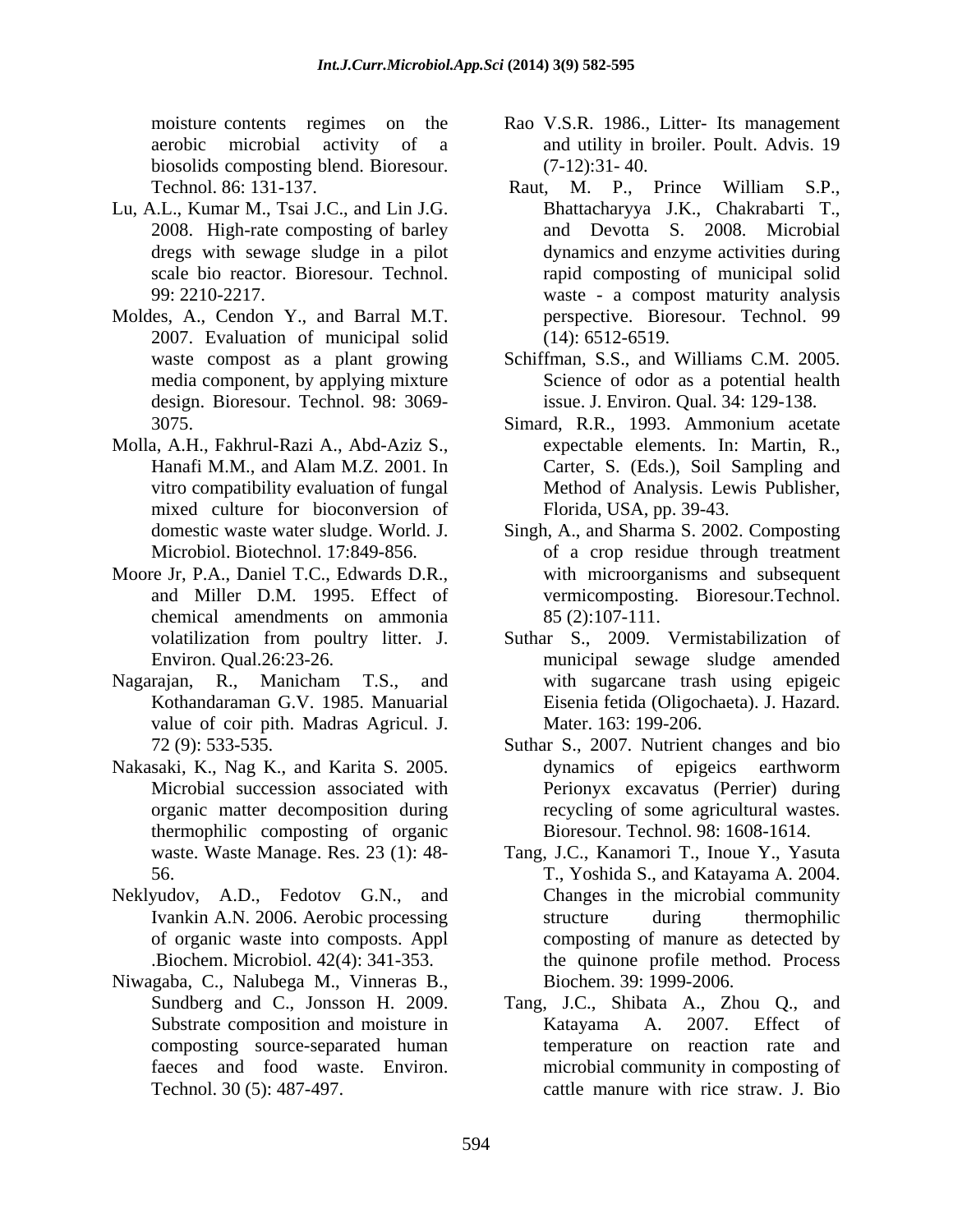moisture contents regimes on the aerobic microbial activity of a biosolids composting blend. Bioresour. Technol. 86: 131-137.

Lu, A.L., Kumar M., Tsai J.C., and Lin J.G. 2008. High-rate composting of barley dregs with sewage sludge in a pilot scale bio reactor. Bioresour. Technol. 99: 2210-2217.

Moldes, A., Cendon Y., and Barral M.T. 2007. Evaluation of municipal solid waste compost as a plant growing media component, by applying mixture design. Bioresour. Technol. 98: 3069-3075.

Molla, A.H., Fakhrul-Razi A., Abd-Aziz S., Hanafi M.M., and Alam M.Z. 2001. In vitro compatibility evaluation of fungal mixed culture for bioconversion of domestic waste water sludge. World. J. Microbiol. Biotechnol. 17:849-856.

Moore Jr, P.A., Daniel T.C., Edwards D.R., and Miller D.M. 1995. Effect of chemical amendments on ammonia volatilization from poultry litter. J. Environ. Qual.26:23-26.

Nagarajan, R., Manicham T.S., and Kothandaraman G.V. 1985. Manuarial value of coir pith. Madras Agricul. J. 72 (9): 533-535.

Nakasaki, K., Nag K., and Karita S. 2005. Microbial succession associated with organic matter decomposition during thermophilic composting of organic waste. Waste Manage. Res. 23 (1): 48-56.

Neklyudov, A.D., Fedotov G.N., and Ivankin A.N. 2006. Aerobic processing of organic waste into composts. Appl .Biochem. Microbiol. 42(4): 341-353.

Niwagaba, C., Nalubega M., Vinneras B., Sundberg and C., Jonsson H. 2009. Substrate composition and moisture in composting source-separated human faeces and food waste. Environ. Technol. 30 (5): 487-497.

Rao V.S.R. 1986., Litter- Its management and utility in broiler. Poult. Advis. 19 (7-12):31- 40.

Raut, M. P., Prince William S.P., Bhattacharyya J.K., Chakrabarti T., and Devotta S. 2008. Microbial dynamics and enzyme activities during rapid composting of municipal solid waste - a compost maturity analysis perspective. Bioresour. Technol. 99 (14): 6512-6519.

Schiffman, S.S., and Williams C.M. 2005. Science of odor as a potential health issue. J. Environ. Qual. 34: 129-138.

Simard, R.R., 1993. Ammonium acetate expectable elements. In: Martin, R., Carter, S. (Eds.), Soil Sampling and Method of Analysis. Lewis Publisher, Florida, USA, pp. 39-43.

Singh, A., and Sharma S. 2002. Composting of a crop residue through treatment with microorganisms and subsequent vermicomposting. Bioresour.Technol. 85 (2):107-111.

Suthar S., 2009. Vermistabilization of municipal sewage sludge amended with sugarcane trash using epigeic Eisenia fetida (Oligochaeta). J. Hazard. Mater. 163: 199-206.

Suthar S., 2007. Nutrient changes and bio dynamics of epigeics earthworm Perionyx excavatus (Perrier) during recycling of some agricultural wastes. Bioresour. Technol. 98: 1608-1614.

Tang, J.C., Kanamori T., Inoue Y., Yasuta T., Yoshida S., and Katayama A. 2004. Changes in the microbial community structure during thermophilic composting of manure as detected by the quinone profile method. Process Biochem. 39: 1999-2006.

Tang, J.C., Shibata A., Zhou Q., and Katayama A. 2007. Effect of temperature on reaction rate and microbial community in composting of cattle manure with rice straw. J. Bio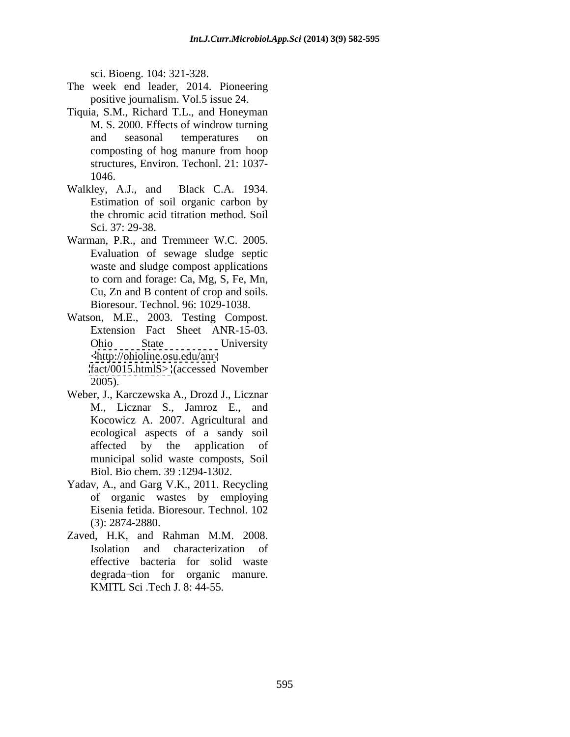sci. Bioeng. 104: 321-328.

The week end leader, 2014. Pioneering positive journalism. Vol.5 issue 24.

Tiquia, S.M., Richard T.L., and Honeyman M. S. 2000. Effects of windrow turning and seasonal temperatures on composting of hog manure from hoop structures, Environ. Techonl. 21: 1037-1046.

Walkley, A.J., and Black C.A. 1934. Estimation of soil organic carbon by the chromic acid titration method. Soil Sci. 37: 29-38.

Warman, P.R., and Tremmeer W.C. 2005. Evaluation of sewage sludge septic waste and sludge compost applications to corn and forage: Ca, Mg, S, Fe, Mn, Cu, Zn and B content of crop and soils. Bioresour. Technol. 96: 1029-1038.

Watson, M.E., 2003. Testing Compost. Extension Fact Sheet ANR-15-03. Ohio State University <http://ohioline.osu.edu/anr-fact/0015.htmlS> (accessed November 2005).

Weber, J., Karczewska A., Drozd J., Licznar M., Licznar S., Jamroz E., and Kocowicz A. 2007. Agricultural and ecological aspects of a sandy soil affected by the application of municipal solid waste composts, Soil Biol. Bio chem. 39 :1294-1302.

Yadav, A., and Garg V.K., 2011. Recycling of organic wastes by employing Eisenia fetida. Bioresour. Technol. 102 (3): 2874-2880.

Zaved, H.K, and Rahman M.M. 2008. Isolation and characterization of effective bacteria for solid waste degrada¬tion for organic manure. KMITL Sci .Tech J. 8: 44-55.